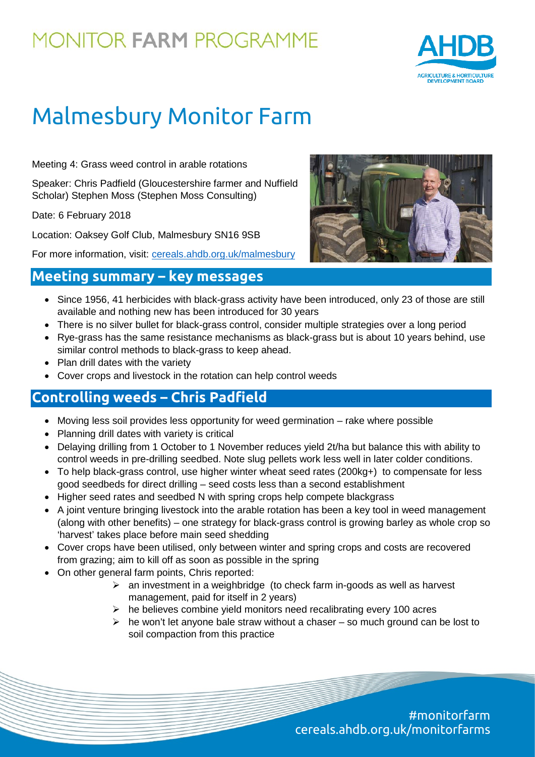# MONITOR FARM PROGRAMME

# Malmesbury Monitor Farm

Meeting 4: Grass weed control in arable rotations

Speaker: Chris Padfield (Gloucestershire farmer and Nuffield Scholar) Stephen Moss (Stephen Moss Consulting)

Date: 6 February 2018

Location: Oaksey Golf Club, Malmesbury SN16 9SB

For more information, visit: cereals.ahdb.org.uk/malmesbury

## Meeting summary – key messages

- Since 1956, 41 herbicides with black-grass activity have been introduced, only 23 of those are still available and nothing new has been introduced for 30 years
- There is no silver bullet for black-grass control, consider multiple strategies over a long period
- Rye-grass has the same resistance mechanisms as black-grass but is about 10 years behind, use similar control methods to black-grass to keep ahead.
- Plan drill dates with the variety
- Cover crops and livestock in the rotation can help control weeds

## Controlling weeds – Chris Padfield

- Moving less soil provides less opportunity for weed germination – rake where possible
- Planning drill dates with variety is critical
- Delaying drilling from 1 October to 1 November reduces yield 2t/ha but balance this with ability to control weeds in pre-drilling seedbed. Note slug pellets work less well in later colder conditions.
- To help black-grass control, use higher winter wheat seed rates (200kg+) to compensate for less good seedbeds for direct drilling – seed costs less than a second establishment
- Higher seed rates and seedbed N with spring crops help compete blackgrass
- A joint venture bringing livestock into the arable rotation has been a key tool in weed management (along with other benefits) – one strategy for black-grass control is growing barley as whole crop so 'harvest' takes place before main seed shedding
- Cover crops have been utilised, only between winter and spring crops and costs are recovered from grazing; aim to kill off as soon as possible in the spring
- On other general farm points, Chris reported:
  - an investment in a weighbridge (to check farm in-goods as well as harvest management, paid for itself in 2 years)
  - he believes combine yield monitors need recalibrating every 100 acres
  - he won't let anyone bale straw without a chaser – so much ground can be lost to soil compaction from this practice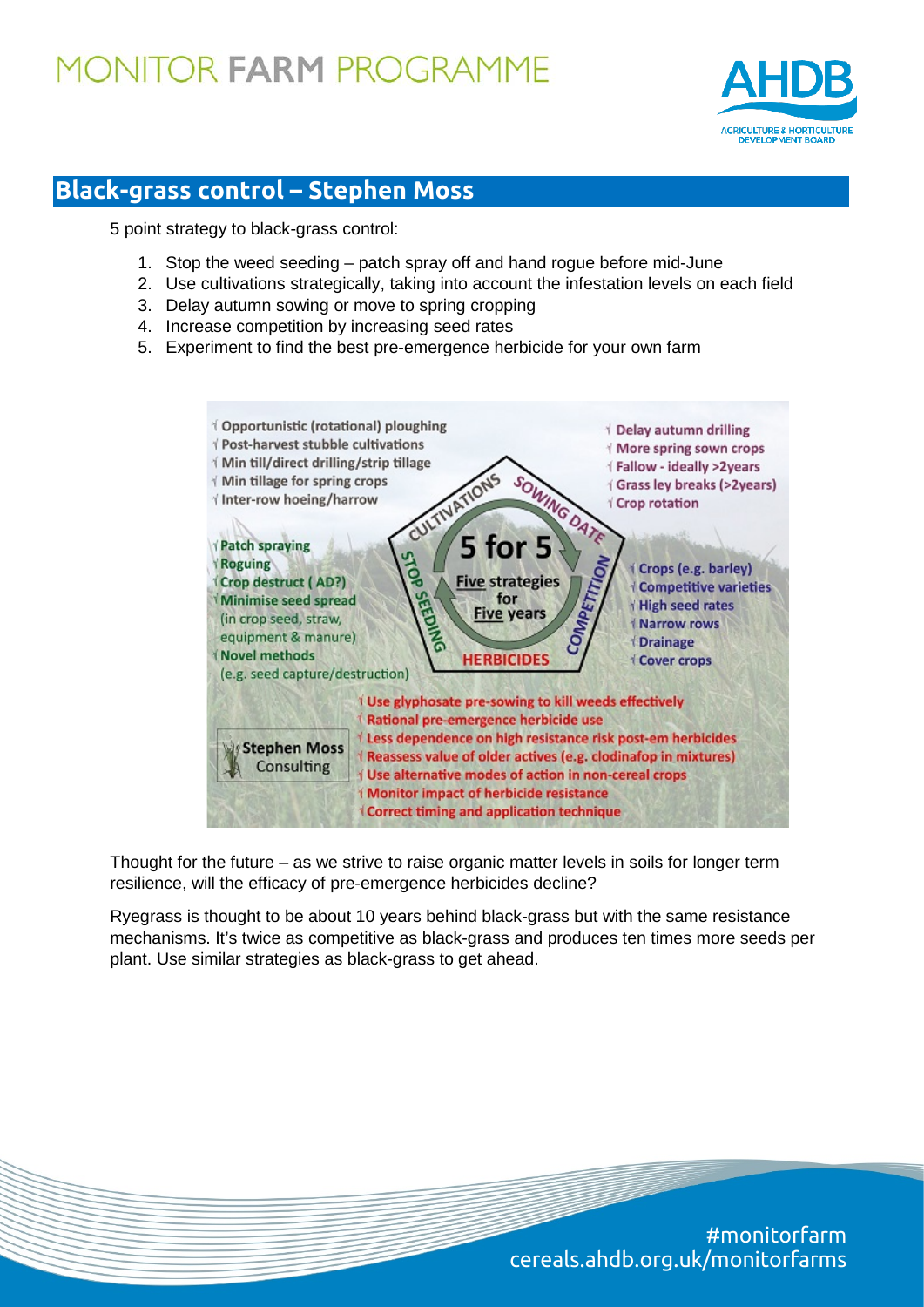## Black-grass control – Stephen Moss

5 point strategy to black-grass control:

1. Stop the weed seeding – patch spray off and hand rogue before mid-June
2. Use cultivations strategically, taking into account the infestation levels on each field
3. Delay autumn sowing or move to spring cropping
4. Increase competition by increasing seed rates
5. Experiment to find the best pre-emergence herbicide for your own farm

**5 for 5 – Five strategies for Five years**

**CULTIVATIONS**
- Opportunistic (rotational) ploughing
- Post-harvest stubble cultivations
- Min till/direct drilling/strip tillage
- Min tillage for spring crops
- Inter-row hoeing/harrow

**SOWING DATE**
- Delay autumn drilling
- More spring sown crops
- Fallow - ideally >2years
- Grass ley breaks (>2years)
- Crop rotation

**STOP SEEDING**
- Patch spraying
- Roguing
- Crop destruct ( AD?)
- Minimise seed spread (in crop seed, straw, equipment & manure)
- Novel methods (e.g. seed capture/destruction)

**COMPETITION**
- Crops (e.g. barley)
- Competitive varieties
- High seed rates
- Narrow rows
- Drainage
- Cover crops

**HERBICIDES**
- Use glyphosate pre-sowing to kill weeds effectively
- Rational pre-emergence herbicide use
- Less dependence on high resistance risk post-em herbicides
- Reassess value of older actives (e.g. clodinafop in mixtures)
- Use alternative modes of action in non-cereal crops
- Monitor impact of herbicide resistance
- Correct timing and application technique

Stephen Moss Consulting

Thought for the future – as we strive to raise organic matter levels in soils for longer term resilience, will the efficacy of pre-emergence herbicides decline?

Ryegrass is thought to be about 10 years behind black-grass but with the same resistance mechanisms. It's twice as competitive as black-grass and produces ten times more seeds per plant. Use similar strategies as black-grass to get ahead.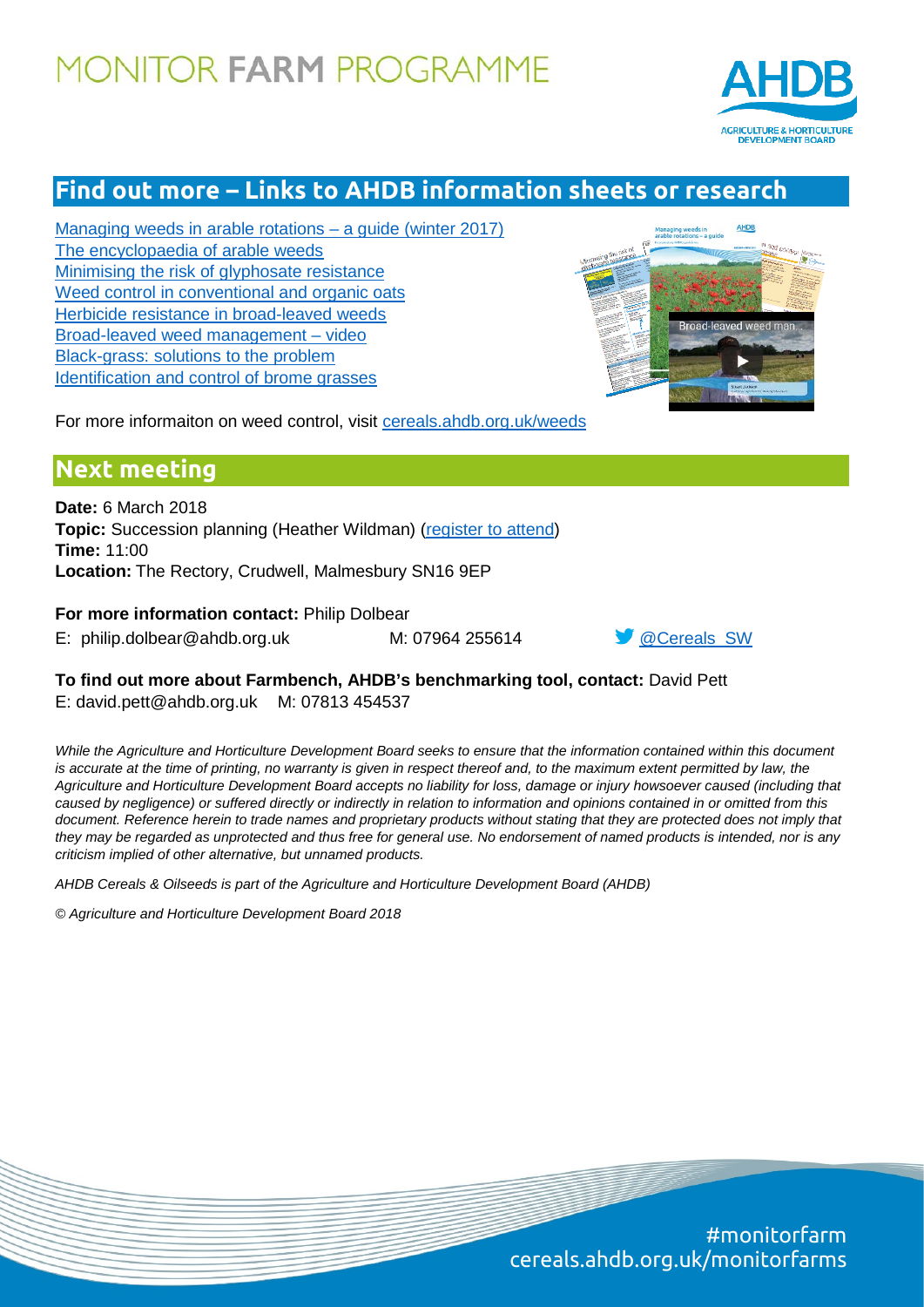# MONITOR FARM PROGRAMME

## Find out more – Links to AHDB information sheets or research

Managing weeds in arable rotations – a guide (winter 2017)
The encyclopaedia of arable weeds
Minimising the risk of glyphosate resistance
Weed control in conventional and organic oats
Herbicide resistance in broad-leaved weeds
Broad-leaved weed management – video
Black-grass: solutions to the problem
Identification and control of brome grasses

For more informaiton on weed control, visit cereals.ahdb.org.uk/weeds

## Next meeting

**Date:** 6 March 2018
**Topic:** Succession planning (Heather Wildman) (register to attend)
**Time:** 11:00
**Location:** The Rectory, Crudwell, Malmesbury SN16 9EP

**For more information contact:** Philip Dolbear
E: philip.dolbear@ahdb.org.uk M: 07964 255614 @Cereals_SW

**To find out more about Farmbench, AHDB's benchmarking tool, contact:** David Pett
E: david.pett@ahdb.org.uk M: 07813 454537

*While the Agriculture and Horticulture Development Board seeks to ensure that the information contained within this document is accurate at the time of printing, no warranty is given in respect thereof and, to the maximum extent permitted by law, the Agriculture and Horticulture Development Board accepts no liability for loss, damage or injury howsoever caused (including that caused by negligence) or suffered directly or indirectly in relation to information and opinions contained in or omitted from this document. Reference herein to trade names and proprietary products without stating that they are protected does not imply that they may be regarded as unprotected and thus free for general use. No endorsement of named products is intended, nor is any criticism implied of other alternative, but unnamed products.*

*AHDB Cereals & Oilseeds is part of the Agriculture and Horticulture Development Board (AHDB)*

*© Agriculture and Horticulture Development Board 2018*

#monitorfarm
cereals.ahdb.org.uk/monitorfarms